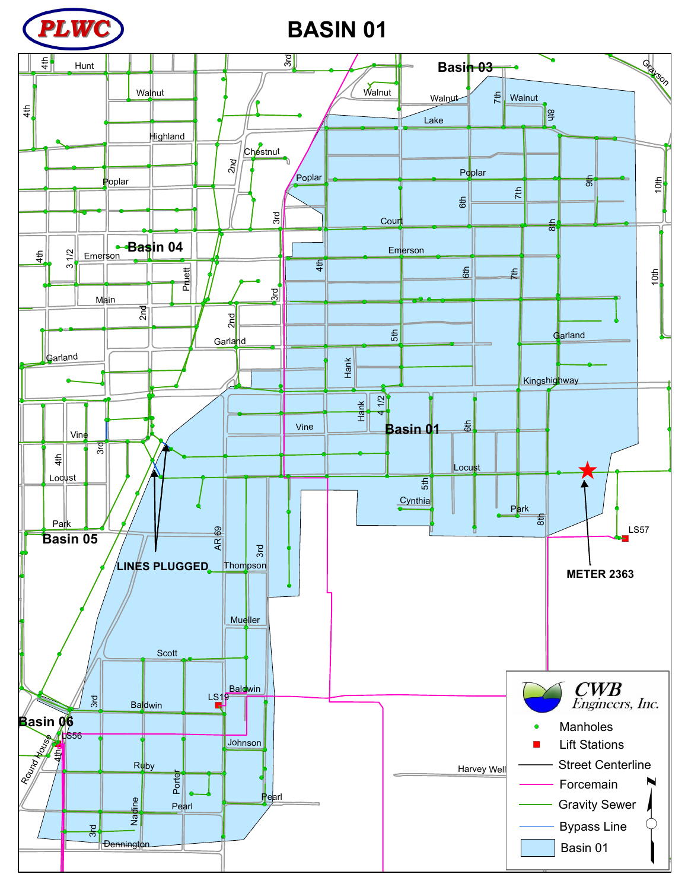# BASIN 01

PLWC

LINES PLUGGED

METER 2363

**Legend**

CWB Engineers, Inc.

- Manholes
- Lift Stations
- Street Centerline
- Forcemain
- Gravity Sewer
- Bypass Line
- Basin 01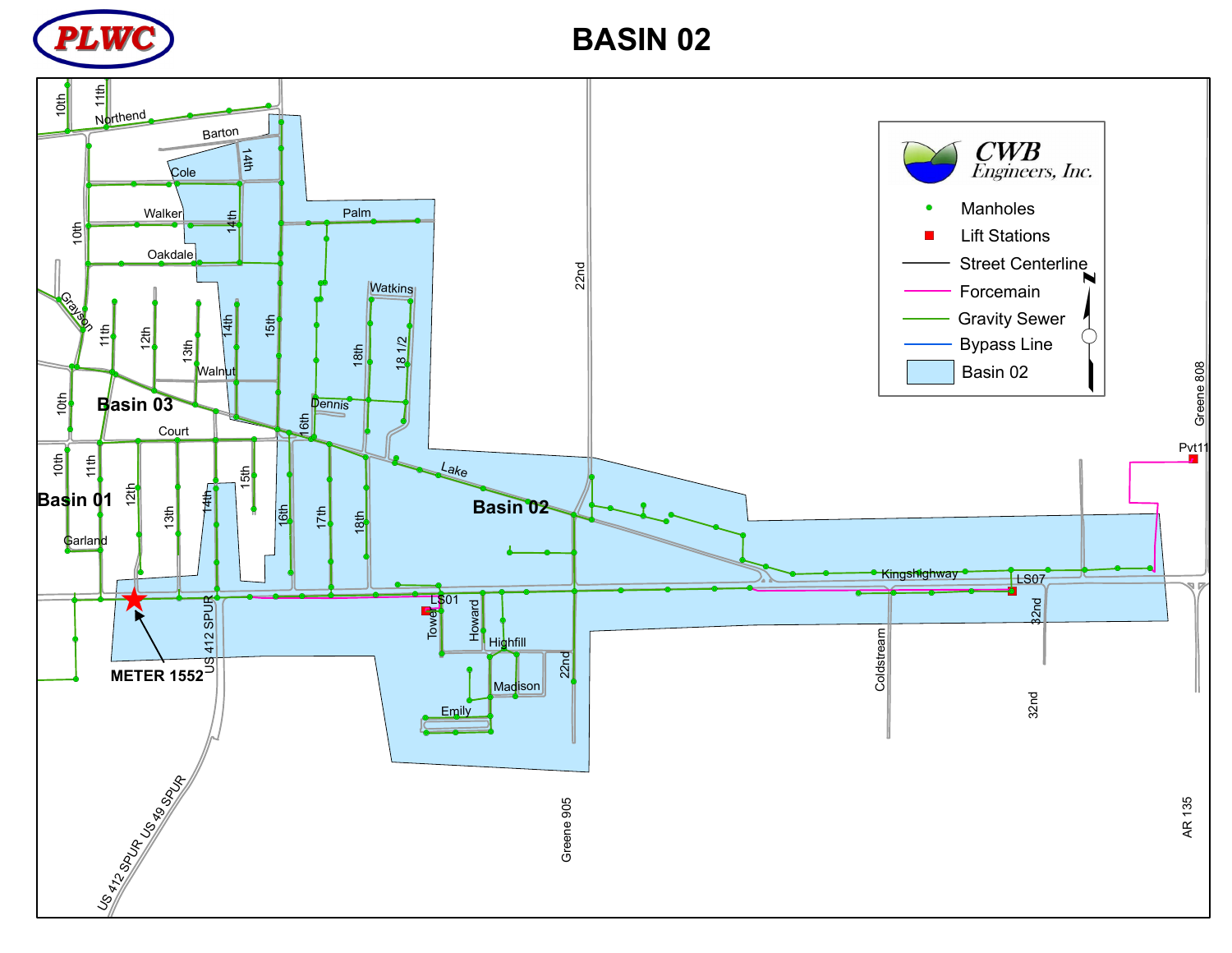# BASIN 02

PLWC

CWB Engineers, Inc.

- Manholes
- Lift Stations
- Street Centerline
- Forcemain
- Gravity Sewer
- Bypass Line
- Basin 02

METER 1552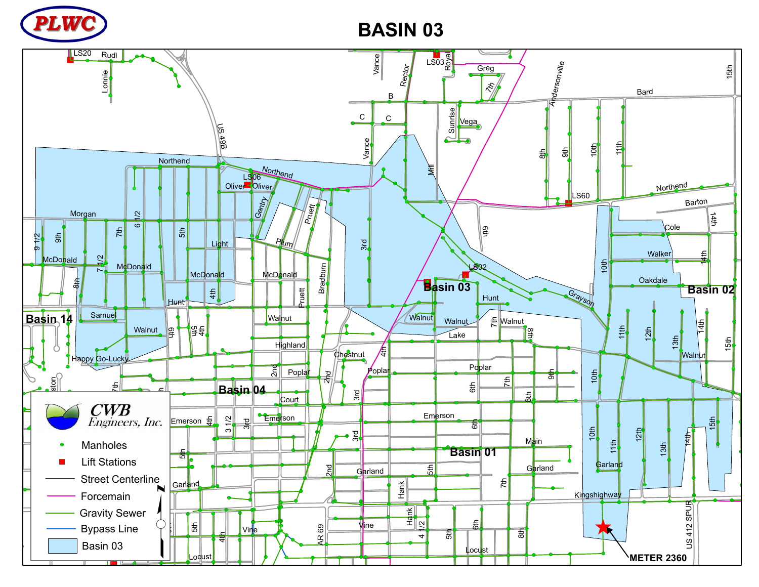# BASIN 03

PLWC

CWB Engineers, Inc.

- Manholes
- Lift Stations
- Street Centerline
- Forcemain
- Gravity Sewer
- Bypass Line
- Basin 03

METER 2360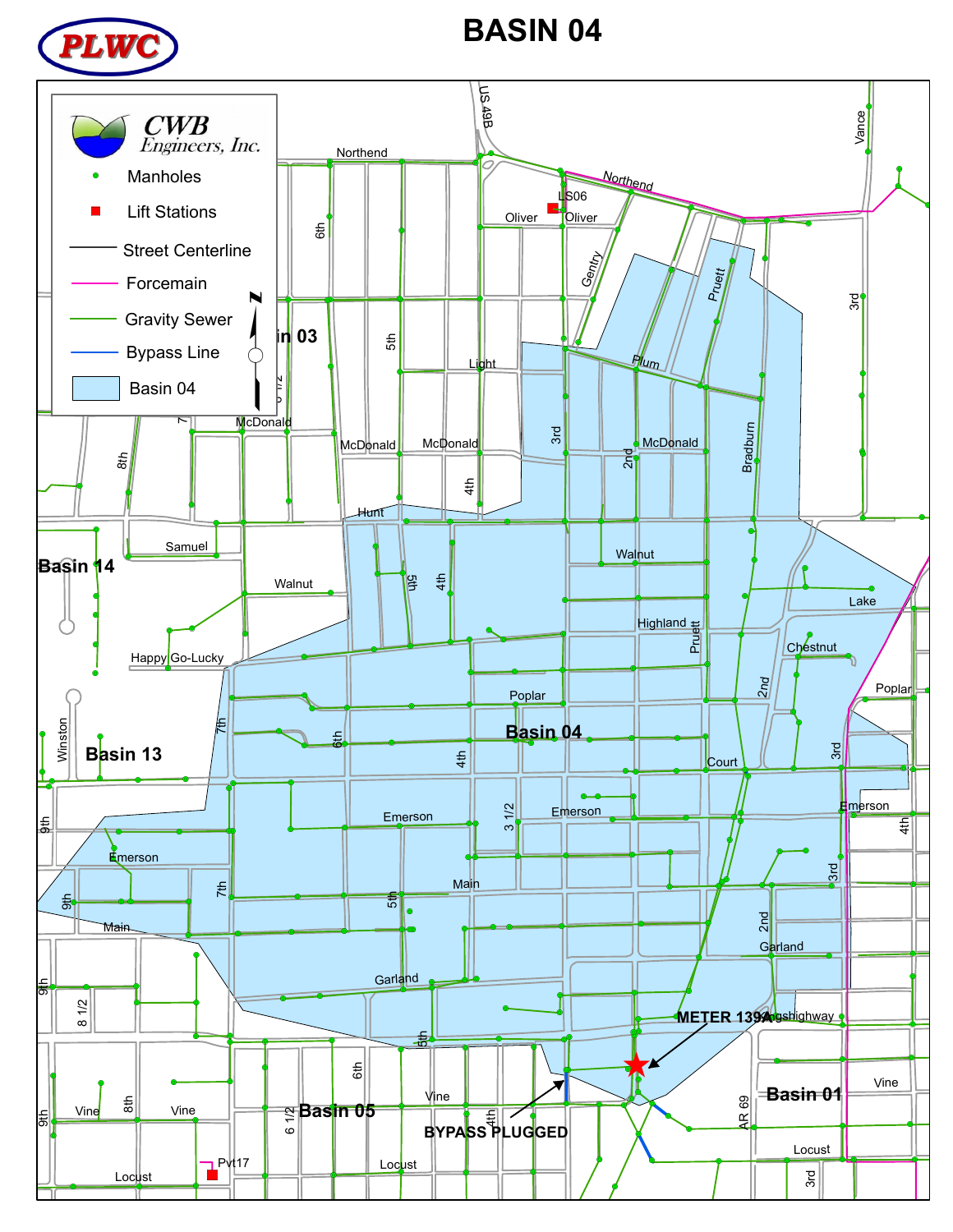PLWC

# BASIN 04

CWB Engineers, Inc.

Manholes

Lift Stations

Street Centerline

Forcemain

Gravity Sewer

Bypass Line

Basin 04

N

Northend

US 49B

LS06

Oliver

Oliver

Gentry

Pruett

Vance

3rd

6th

5th

Light

Plum

McDonald

McDonald

McDonald

McDonald

3rd

2nd

Bradburn

4th

Hunt

Walnut

Samuel

Basin 14

Walnut

5th

4th

Highland

Pruett

Lake

Happy Go-Lucky

Chestnut

Poplar

Poplar

2nd

7th

6th

Basin 04

Winston

Basin 13

4th

Court

3rd

9th

Emerson

3 1/2

Emerson

Emerson

4th

Emerson

7th

9th

Main

5th

Main

2nd

3rd

Garland

9th

8 1/2

Garland

5th

METER 139A

Hughshighway

6th

AR 69

Basin 01

Vine

Vine

9th

Vine

8th

Vine

6 1/2

Basin 05

4th

BYPASS PLUGGED

Pvt17

Locust

Locust

Locust

3rd

Basin 03